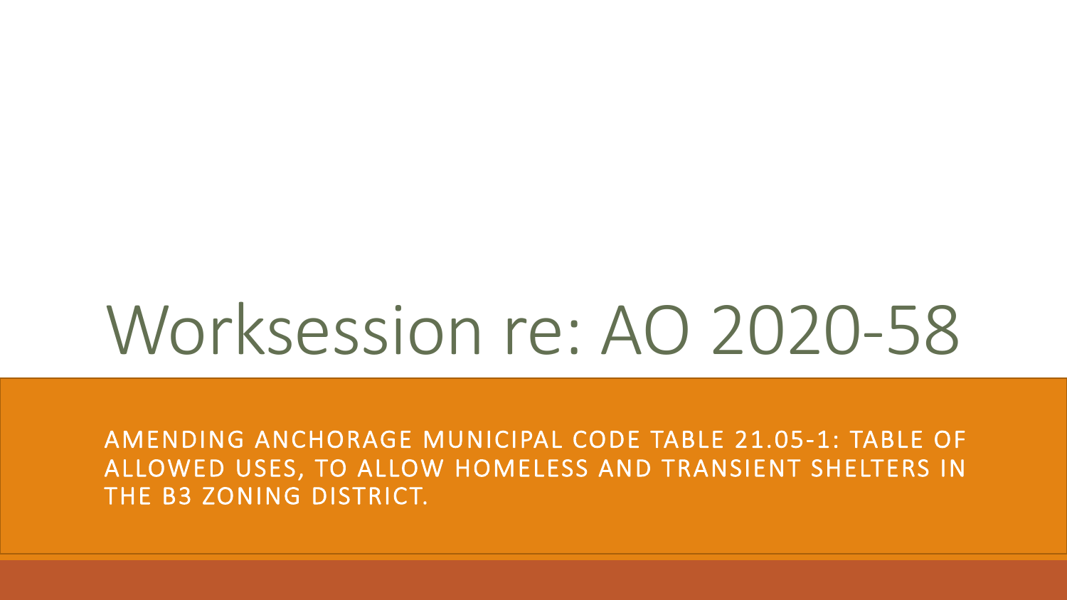# Worksession re: AO 2020-58

AMENDING ANCHORAGE MUNICIPAL CODE TABLE 21.05-1: TABLE OF ALLOWED USES, TO ALLOW HOMELESS AND TRANSIENT SHELTERS IN THE B3 ZONING DISTRICT.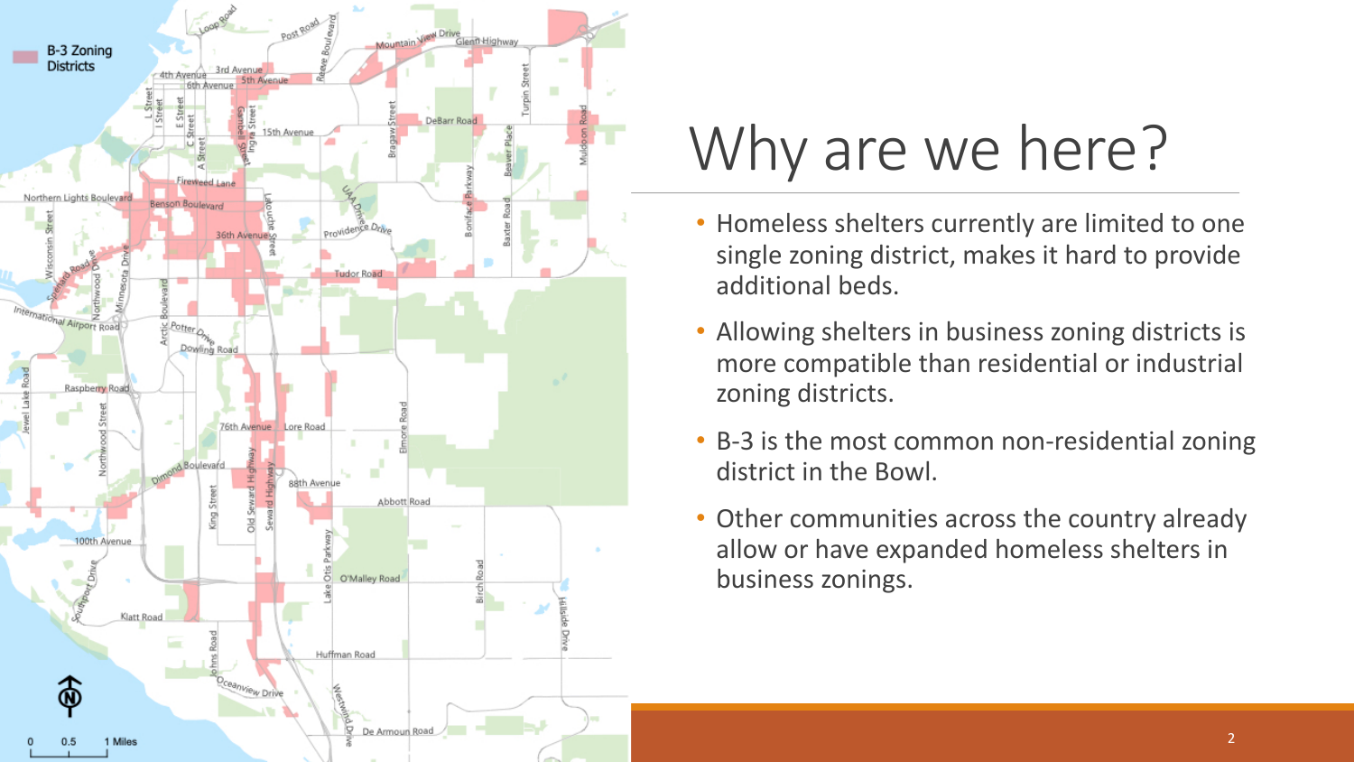# Why are we here?

- Homeless shelters currently are limited to one single zoning district, makes it hard to provide additional beds.
- Allowing shelters in business zoning districts is more compatible than residential or industrial zoning districts.
- B-3 is the most common non-residential zoning district in the Bowl.
- Other communities across the country already allow or have expanded homeless shelters in business zonings.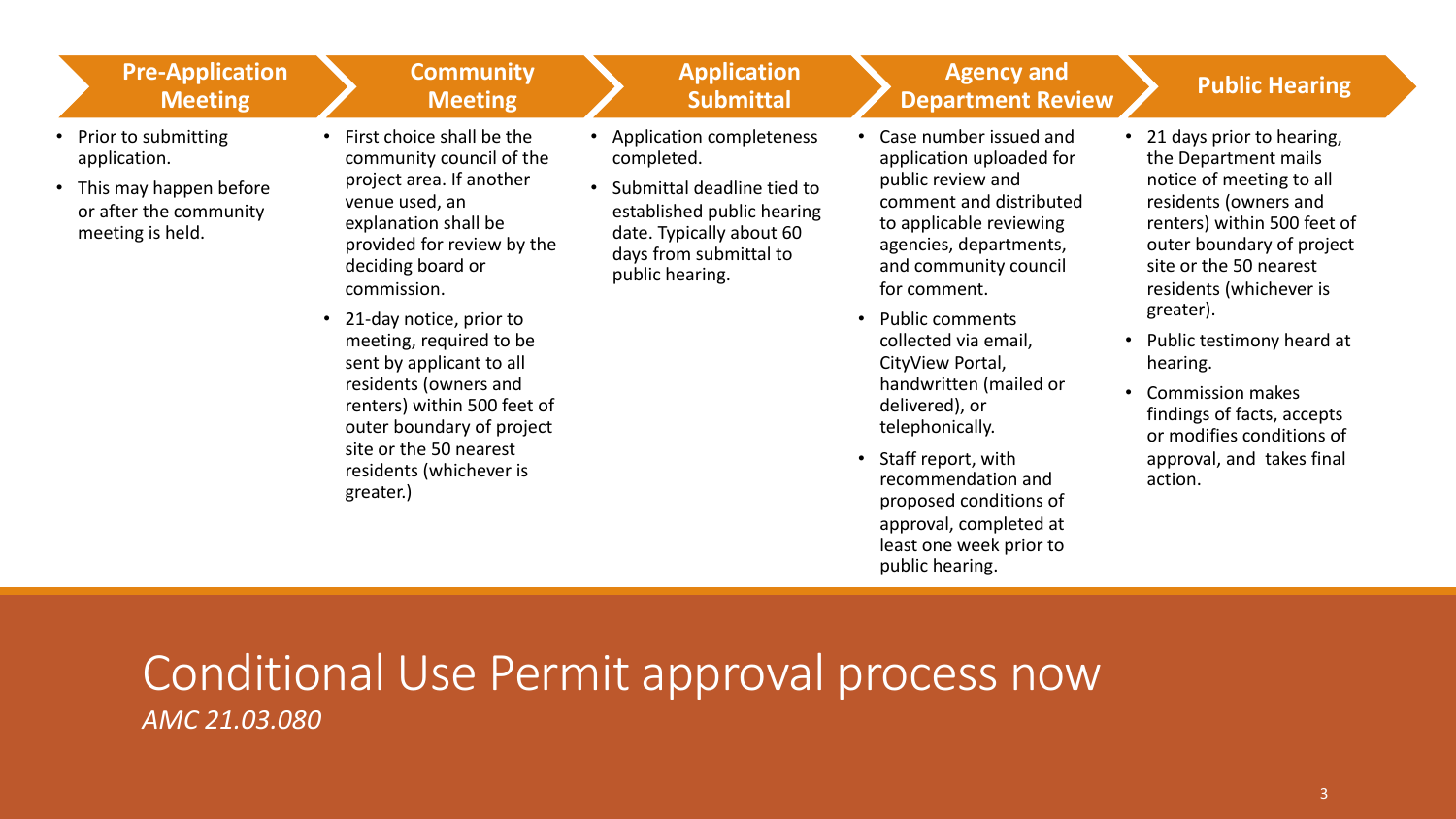# Conditional Use Permit approval process now

*AMC 21.03.080*

## Pre-Application Meeting

- Prior to submitting application.
- This may happen before or after the community meeting is held.

## Community Meeting

- First choice shall be the community council of the project area. If another venue used, an explanation shall be provided for review by the deciding board or commission.
- 21-day notice, prior to meeting, required to be sent by applicant to all residents (owners and renters) within 500 feet of outer boundary of project site or the 50 nearest residents (whichever is greater.)

## Application Submittal

- Application completeness completed.
- Submittal deadline tied to established public hearing date. Typically about 60 days from submittal to public hearing.

## Agency and Department Review

- Case number issued and application uploaded for public review and comment and distributed to applicable reviewing agencies, departments, and community council for comment.
- Public comments collected via email, CityView Portal, handwritten (mailed or delivered), or telephonically.
- Staff report, with recommendation and proposed conditions of approval, completed at least one week prior to public hearing.

## Public Hearing

- 21 days prior to hearing, the Department mails notice of meeting to all residents (owners and renters) within 500 feet of outer boundary of project site or the 50 nearest residents (whichever is greater).
- Public testimony heard at hearing.
- Commission makes findings of facts, accepts or modifies conditions of approval, and takes final action.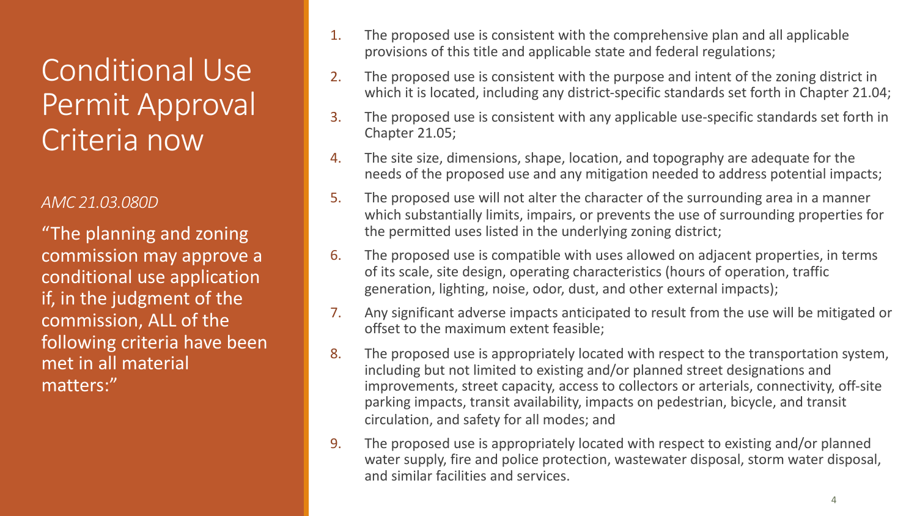# Conditional Use Permit Approval Criteria now

*AMC 21.03.080D*

"The planning and zoning commission may approve a conditional use application if, in the judgment of the commission, ALL of the following criteria have been met in all material matters:"

1. The proposed use is consistent with the comprehensive plan and all applicable provisions of this title and applicable state and federal regulations;
2. The proposed use is consistent with the purpose and intent of the zoning district in which it is located, including any district-specific standards set forth in Chapter 21.04;
3. The proposed use is consistent with any applicable use-specific standards set forth in Chapter 21.05;
4. The site size, dimensions, shape, location, and topography are adequate for the needs of the proposed use and any mitigation needed to address potential impacts;
5. The proposed use will not alter the character of the surrounding area in a manner which substantially limits, impairs, or prevents the use of surrounding properties for the permitted uses listed in the underlying zoning district;
6. The proposed use is compatible with uses allowed on adjacent properties, in terms of its scale, site design, operating characteristics (hours of operation, traffic generation, lighting, noise, odor, dust, and other external impacts);
7. Any significant adverse impacts anticipated to result from the use will be mitigated or offset to the maximum extent feasible;
8. The proposed use is appropriately located with respect to the transportation system, including but not limited to existing and/or planned street designations and improvements, street capacity, access to collectors or arterials, connectivity, off-site parking impacts, transit availability, impacts on pedestrian, bicycle, and transit circulation, and safety for all modes; and
9. The proposed use is appropriately located with respect to existing and/or planned water supply, fire and police protection, wastewater disposal, storm water disposal, and similar facilities and services.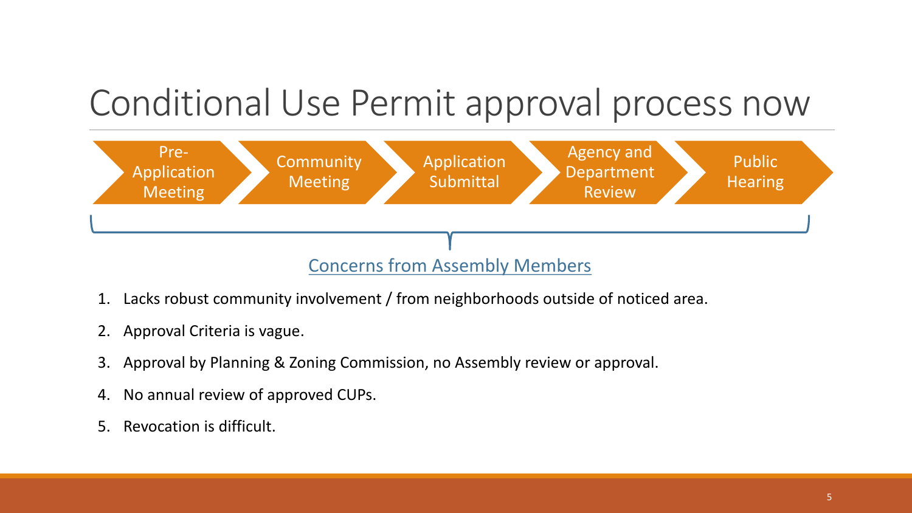# Conditional Use Permit approval process now

Pre-Application Meeting → Community Meeting → Application Submittal → Agency and Department Review → Public Hearing

Concerns from Assembly Members

1. Lacks robust community involvement / from neighborhoods outside of noticed area.
2. Approval Criteria is vague.
3. Approval by Planning & Zoning Commission, no Assembly review or approval.
4. No annual review of approved CUPs.
5. Revocation is difficult.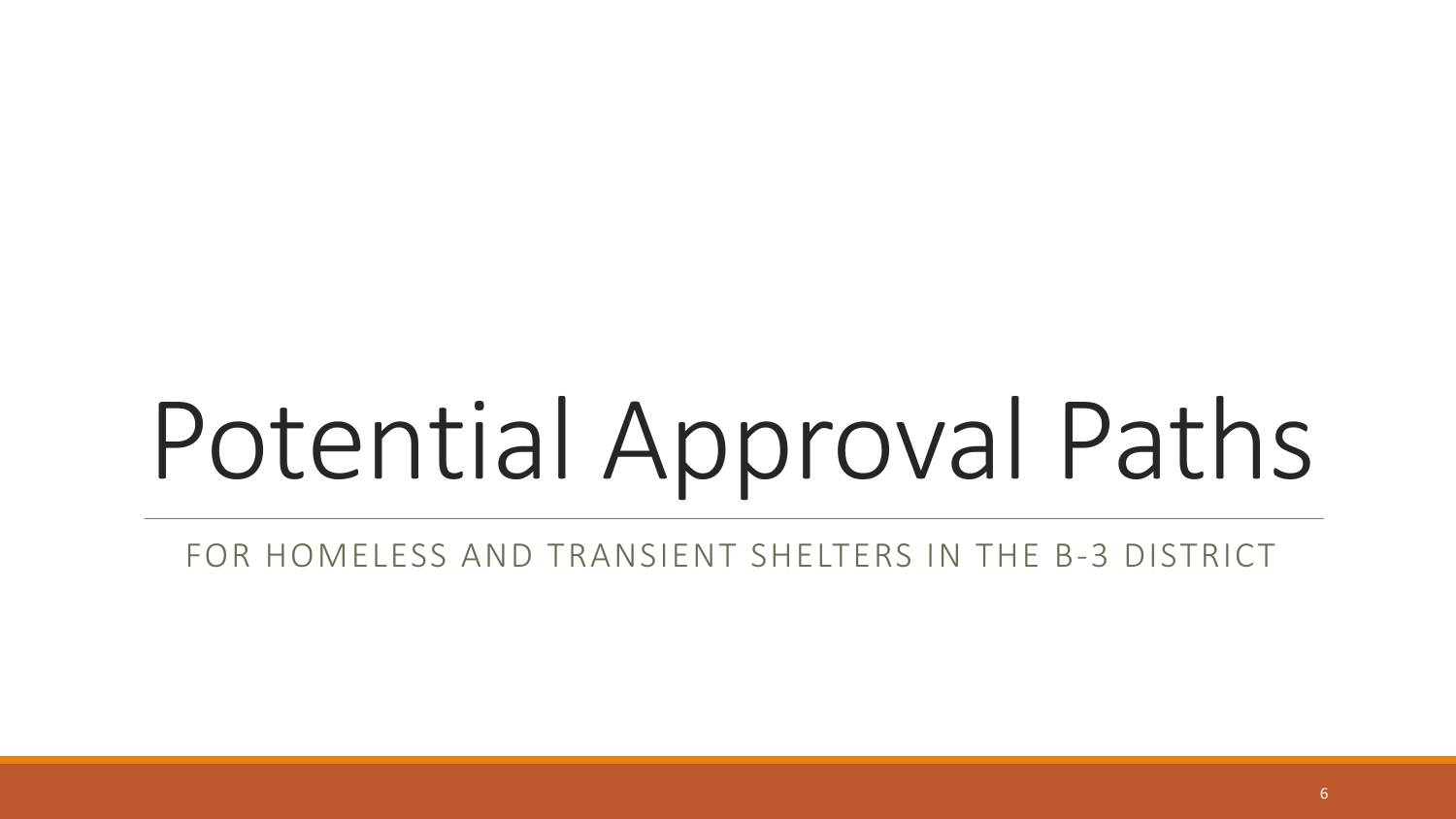# Potential Approval Paths

FOR HOMELESS AND TRANSIENT SHELTERS IN THE B-3 DISTRICT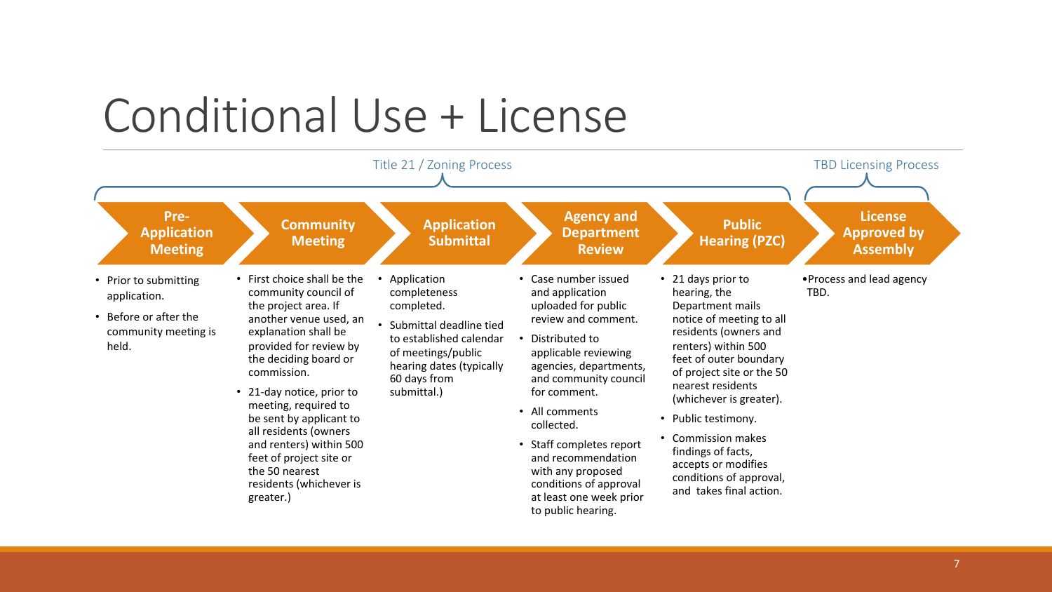# Conditional Use + License

**Title 21 / Zoning Process**

## Pre-Application Meeting

- Prior to submitting application.
- Before or after the community meeting is held.

## Community Meeting

- First choice shall be the community council of the project area. If another venue used, an explanation shall be provided for review by the deciding board or commission.
- 21-day notice, prior to meeting, required to be sent by applicant to all residents (owners and renters) within 500 feet of project site or the 50 nearest residents (whichever is greater.)

## Application Submittal

- Application completeness completed.
- Submittal deadline tied to established calendar of meetings/public hearing dates (typically 60 days from submittal.)

## Agency and Department Review

- Case number issued and application uploaded for public review and comment.
- Distributed to applicable reviewing agencies, departments, and community council for comment.
- All comments collected.
- Staff completes report and recommendation with any proposed conditions of approval at least one week prior to public hearing.

## Public Hearing (PZC)

- 21 days prior to hearing, the Department mails notice of meeting to all residents (owners and renters) within 500 feet of outer boundary of project site or the 50 nearest residents (whichever is greater).
- Public testimony.
- Commission makes findings of facts, accepts or modifies conditions of approval, and takes final action.

**TBD Licensing Process**

## License Approved by Assembly

- Process and lead agency TBD.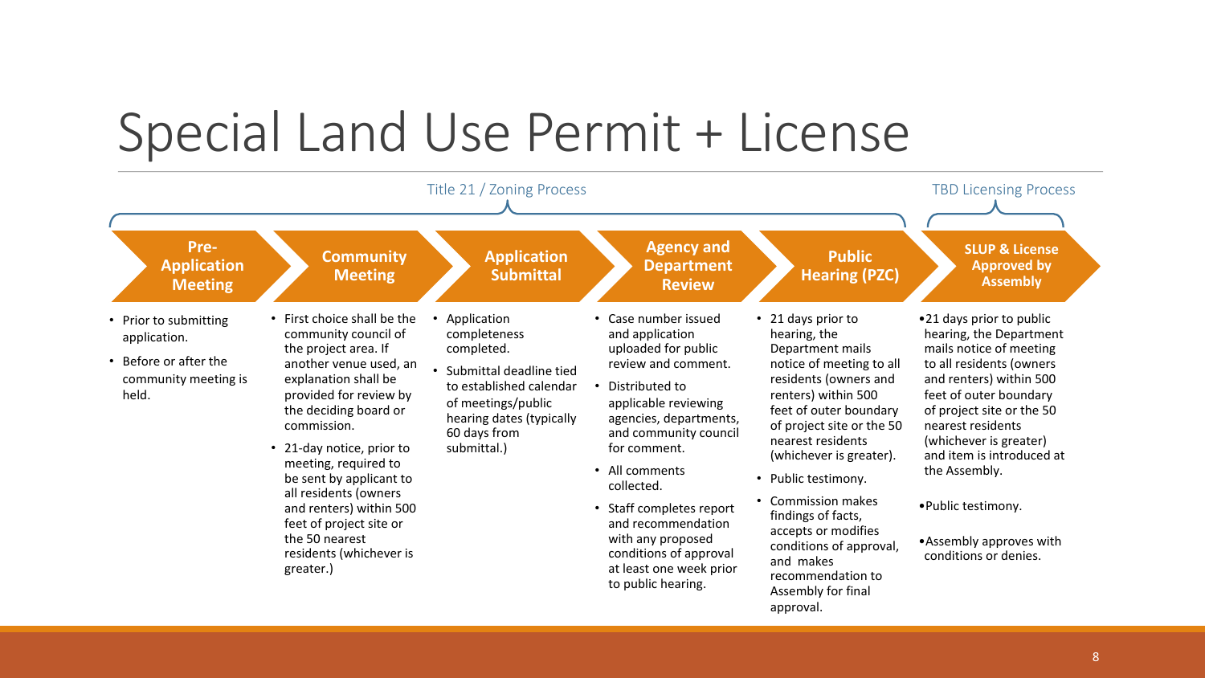# Special Land Use Permit + License

**Title 21 / Zoning Process**

### Pre-Application Meeting

- Prior to submitting application.
- Before or after the community meeting is held.

### Community Meeting

- First choice shall be the community council of the project area. If another venue used, an explanation shall be provided for review by the deciding board or commission.
- 21-day notice, prior to meeting, required to be sent by applicant to all residents (owners and renters) within 500 feet of project site or the 50 nearest residents (whichever is greater.)

### Application Submittal

- Application completeness completed.
- Submittal deadline tied to established calendar of meetings/public hearing dates (typically 60 days from submittal.)

### Agency and Department Review

- Case number issued and application uploaded for public review and comment.
- Distributed to applicable reviewing agencies, departments, and community council for comment.
- All comments collected.
- Staff completes report and recommendation with any proposed conditions of approval at least one week prior to public hearing.

### Public Hearing (PZC)

- 21 days prior to hearing, the Department mails notice of meeting to all residents (owners and renters) within 500 feet of outer boundary of project site or the 50 nearest residents (whichever is greater).
- Public testimony.
- Commission makes findings of facts, accepts or modifies conditions of approval, and makes recommendation to Assembly for final approval.

**TBD Licensing Process**

### SLUP & License Approved by Assembly

- 21 days prior to public hearing, the Department mails notice of meeting to all residents (owners and renters) within 500 feet of outer boundary of project site or the 50 nearest residents (whichever is greater) and item is introduced at the Assembly.
- Public testimony.
- Assembly approves with conditions or denies.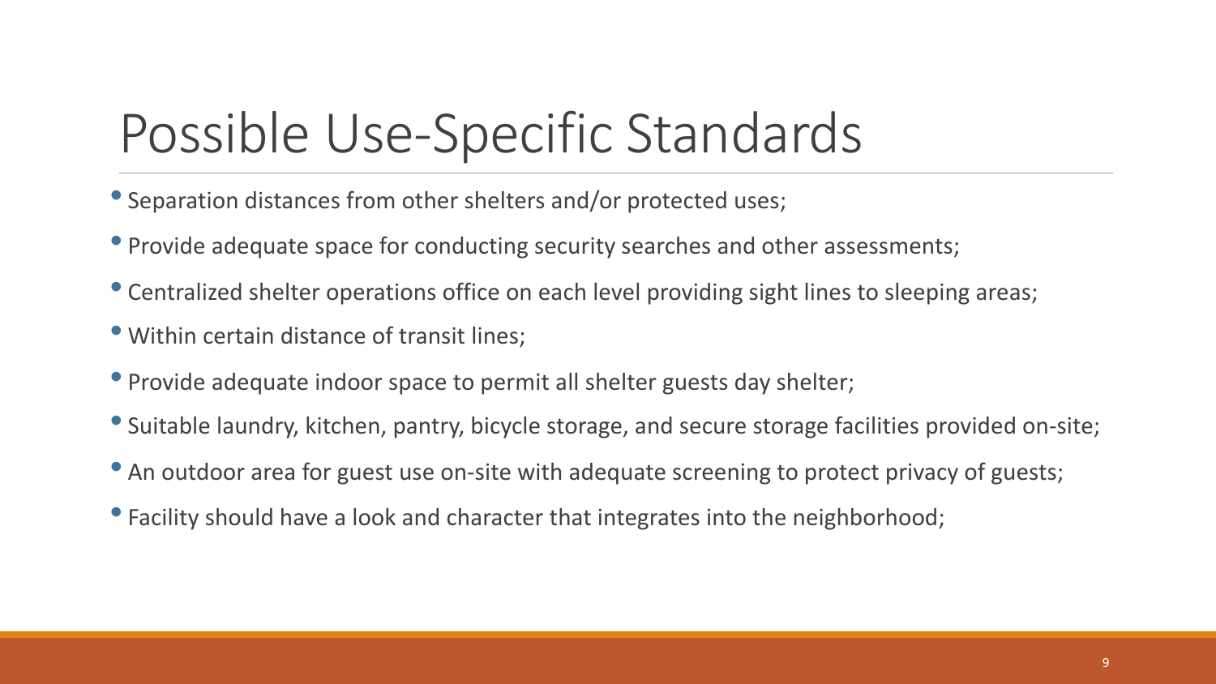# Possible Use-Specific Standards

- Separation distances from other shelters and/or protected uses;
- Provide adequate space for conducting security searches and other assessments;
- Centralized shelter operations office on each level providing sight lines to sleeping areas;
- Within certain distance of transit lines;
- Provide adequate indoor space to permit all shelter guests day shelter;
- Suitable laundry, kitchen, pantry, bicycle storage, and secure storage facilities provided on-site;
- An outdoor area for guest use on-site with adequate screening to protect privacy of guests;
- Facility should have a look and character that integrates into the neighborhood;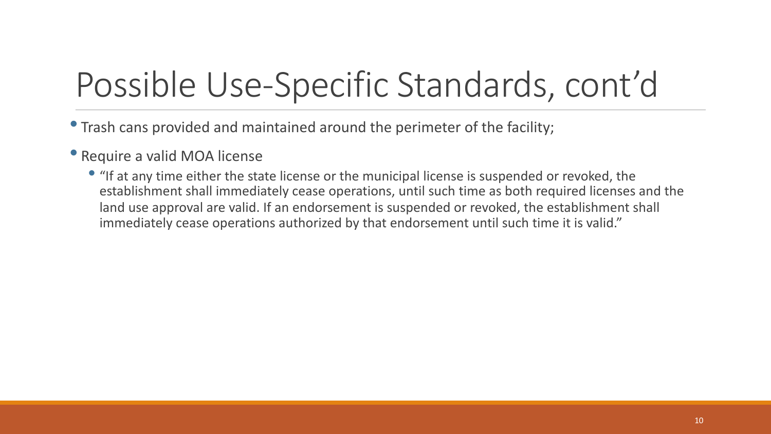# Possible Use-Specific Standards, cont'd

- Trash cans provided and maintained around the perimeter of the facility;
- Require a valid MOA license
  - "If at any time either the state license or the municipal license is suspended or revoked, the establishment shall immediately cease operations, until such time as both required licenses and the land use approval are valid. If an endorsement is suspended or revoked, the establishment shall immediately cease operations authorized by that endorsement until such time it is valid."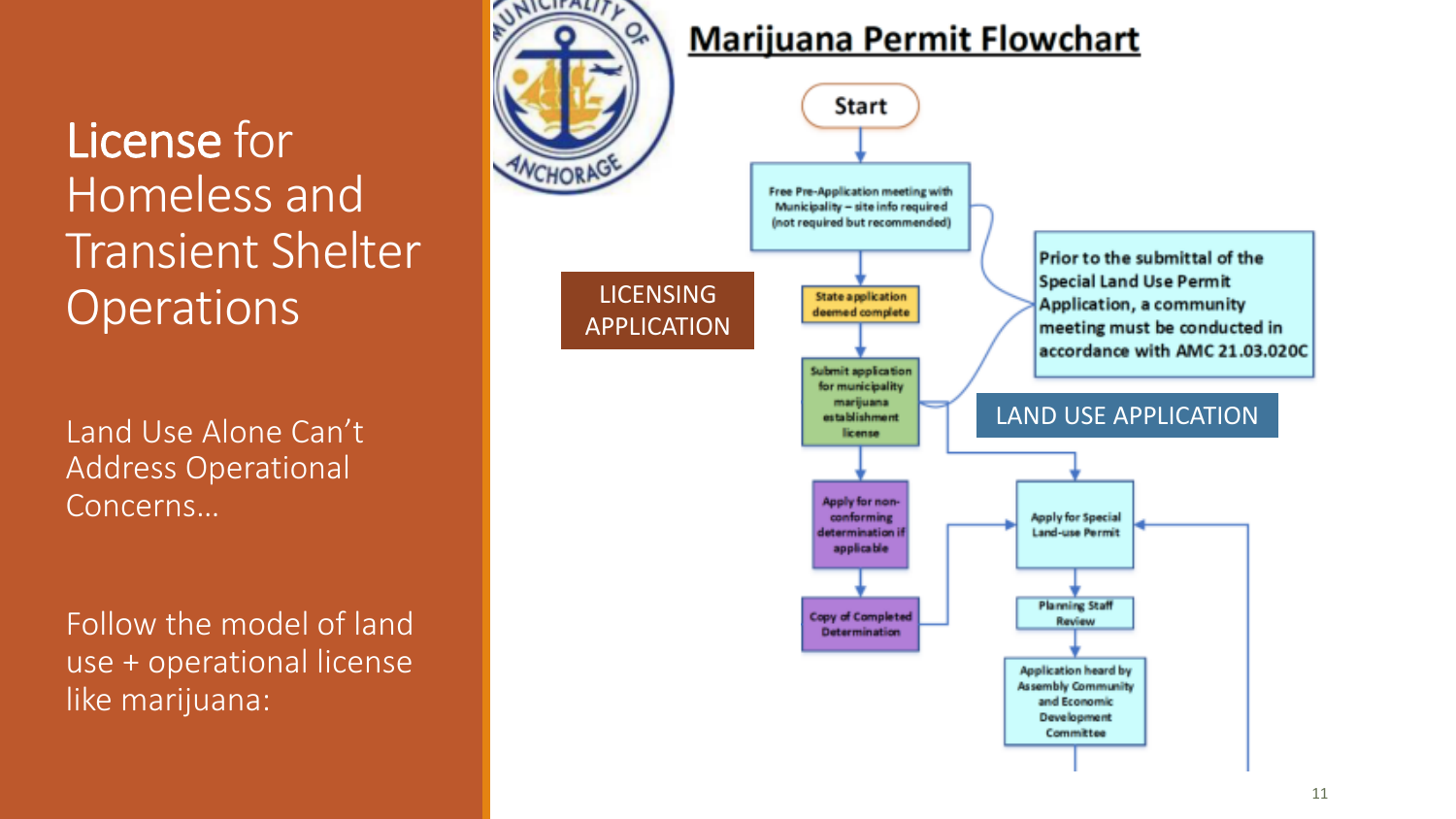# License for Homeless and Transient Shelter Operations

Land Use Alone Can't Address Operational Concerns…

Follow the model of land use + operational license like marijuana:

## Marijuana Permit Flowchart

Start

Free Pre-Application meeting with Municipality – site info required (not required but recommended)

LICENSING APPLICATION

State application deemed complete

Submit application for municipality marijuana establishment license

Apply for non-conforming determination if applicable

Copy of Completed Determination

Prior to the submittal of the Special Land Use Permit Application, a community meeting must be conducted in accordance with AMC 21.03.020C

LAND USE APPLICATION

Apply for Special Land-use Permit

Planning Staff Review

Application heard by Assembly Community and Economic Development Committee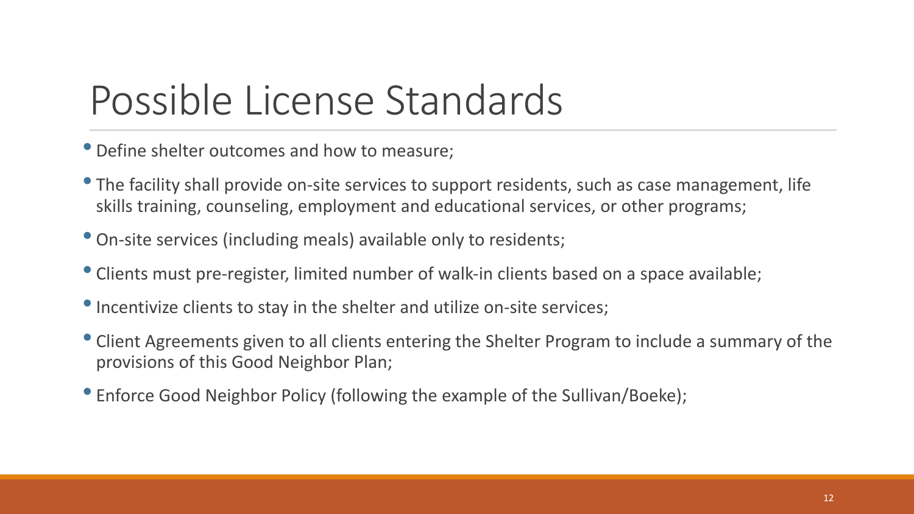# Possible License Standards

- Define shelter outcomes and how to measure;
- The facility shall provide on-site services to support residents, such as case management, life skills training, counseling, employment and educational services, or other programs;
- On-site services (including meals) available only to residents;
- Clients must pre-register, limited number of walk-in clients based on a space available;
- Incentivize clients to stay in the shelter and utilize on-site services;
- Client Agreements given to all clients entering the Shelter Program to include a summary of the provisions of this Good Neighbor Plan;
- Enforce Good Neighbor Policy (following the example of the Sullivan/Boeke);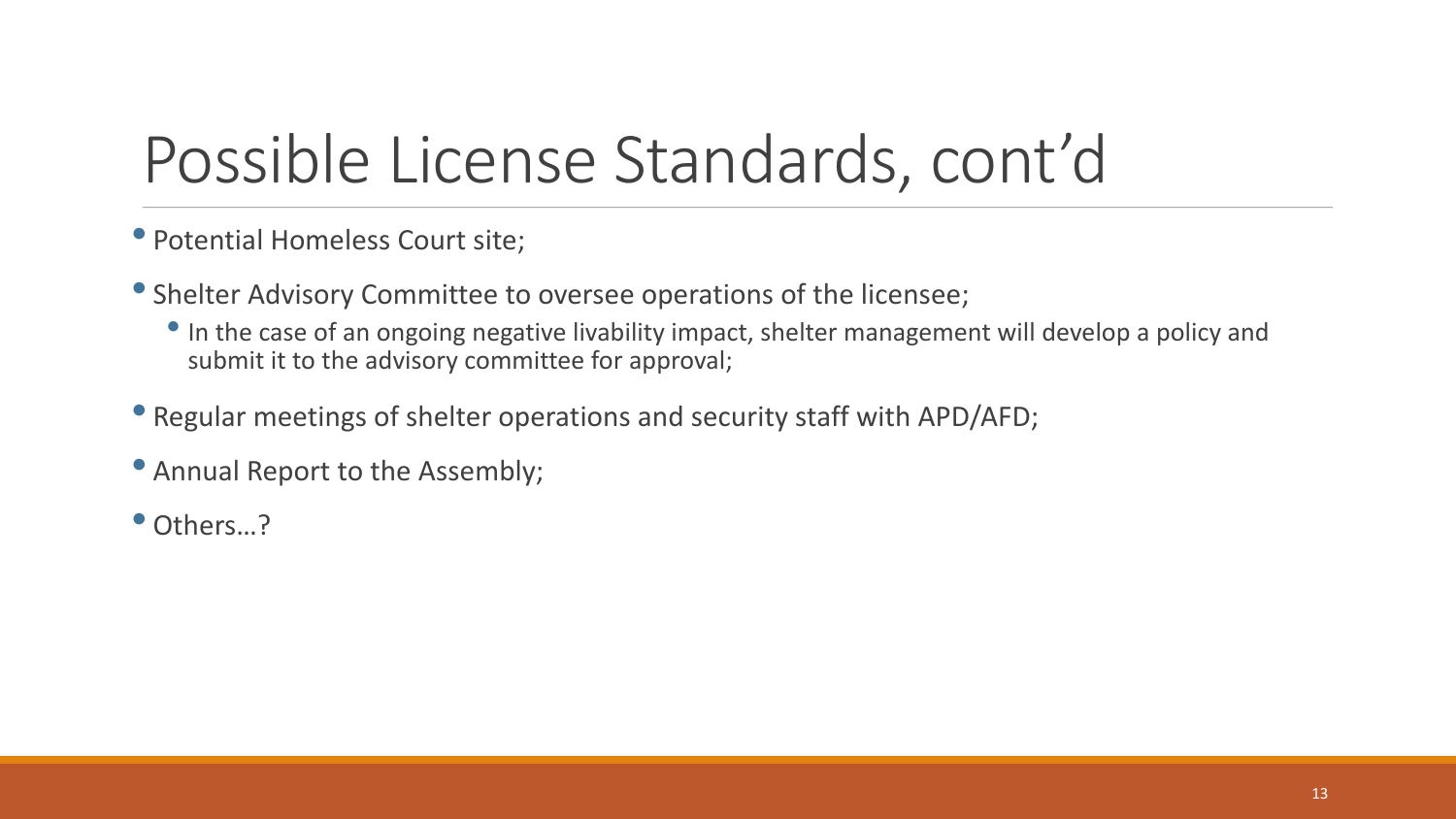# Possible License Standards, cont'd

- Potential Homeless Court site;
- Shelter Advisory Committee to oversee operations of the licensee;
  - In the case of an ongoing negative livability impact, shelter management will develop a policy and submit it to the advisory committee for approval;
- Regular meetings of shelter operations and security staff with APD/AFD;
- Annual Report to the Assembly;
- Others…?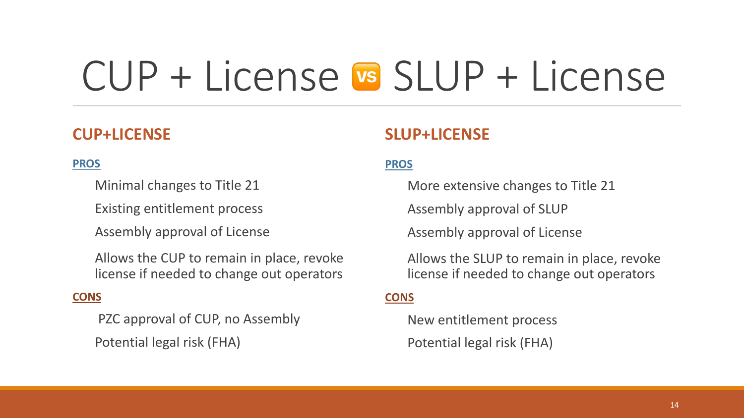# CUP + License 🆚 SLUP + License

## CUP+LICENSE

### PROS

- Minimal changes to Title 21
- Existing entitlement process
- Assembly approval of License
- Allows the CUP to remain in place, revoke license if needed to change out operators

### CONS

- PZC approval of CUP, no Assembly
- Potential legal risk (FHA)

## SLUP+LICENSE

### PROS

- More extensive changes to Title 21
- Assembly approval of SLUP
- Assembly approval of License
- Allows the SLUP to remain in place, revoke license if needed to change out operators

### CONS

- New entitlement process
- Potential legal risk (FHA)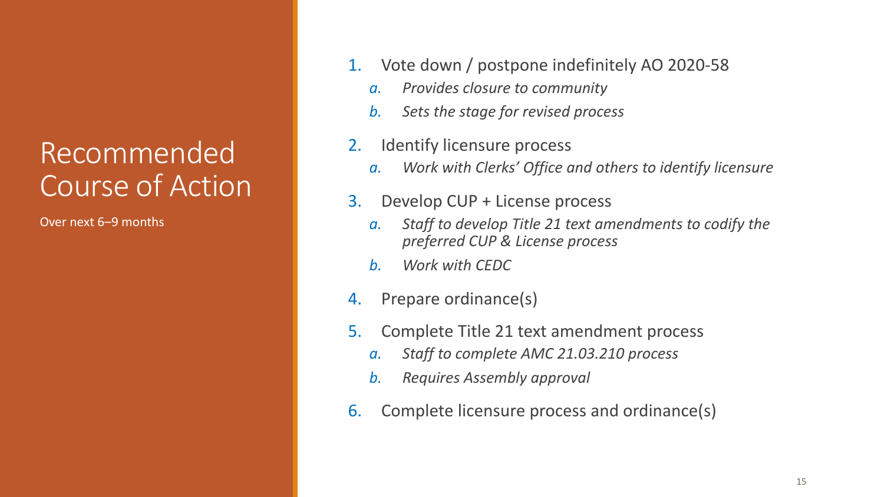# Recommended Course of Action

Over next 6–9 months

1. Vote down / postpone indefinitely AO 2020-58
   a. *Provides closure to community*
   b. *Sets the stage for revised process*
2. Identify licensure process
   a. *Work with Clerks' Office and others to identify licensure*
3. Develop CUP + License process
   a. *Staff to develop Title 21 text amendments to codify the preferred CUP & License process*
   b. *Work with CEDC*
4. Prepare ordinance(s)
5. Complete Title 21 text amendment process
   a. *Staff to complete AMC 21.03.210 process*
   b. *Requires Assembly approval*
6. Complete licensure process and ordinance(s)